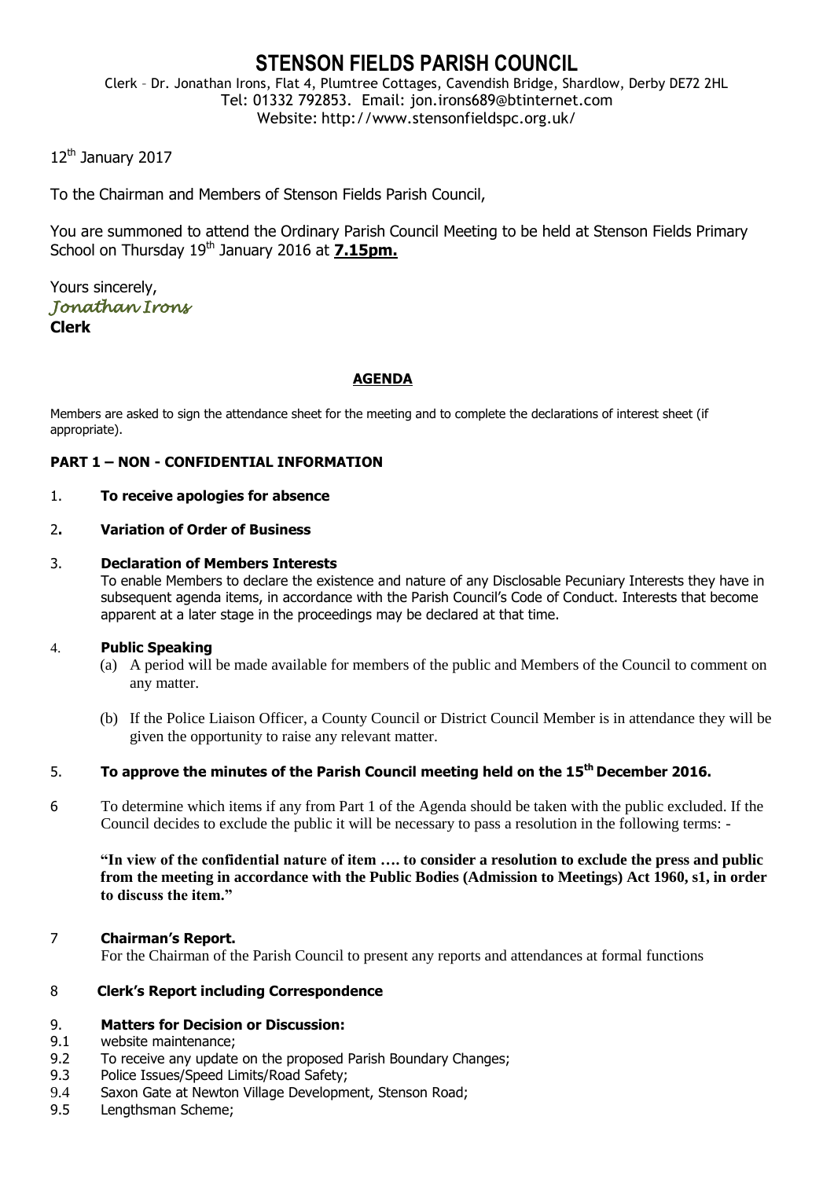# STENSON FIELDS PARISH COUNCIL

Clerk – Dr. Jonathan Irons, Flat 4, Plumtree Cottages, Cavendish Bridge, Shardlow, Derby DE72 2HL
Tel: 01332 792853. Email: jon.irons689@btinternet.com
Website: http://www.stensonfieldspc.org.uk/

12th January 2017

To the Chairman and Members of Stenson Fields Parish Council,

You are summoned to attend the Ordinary Parish Council Meeting to be held at Stenson Fields Primary School on Thursday 19th January 2016 at **7.15pm.**

Yours sincerely,
*Jonathan Irons*
**Clerk**

## AGENDA

Members are asked to sign the attendance sheet for the meeting and to complete the declarations of interest sheet (if appropriate).

### PART 1 – NON - CONFIDENTIAL INFORMATION

1. **To receive apologies for absence**

2. **Variation of Order of Business**

3. **Declaration of Members Interests**
   To enable Members to declare the existence and nature of any Disclosable Pecuniary Interests they have in subsequent agenda items, in accordance with the Parish Council's Code of Conduct. Interests that become apparent at a later stage in the proceedings may be declared at that time.

4. **Public Speaking**
   (a) A period will be made available for members of the public and Members of the Council to comment on any matter.

   (b) If the Police Liaison Officer, a County Council or District Council Member is in attendance they will be given the opportunity to raise any relevant matter.

5. **To approve the minutes of the Parish Council meeting held on the 15th December 2016.**

6. To determine which items if any from Part 1 of the Agenda should be taken with the public excluded. If the Council decides to exclude the public it will be necessary to pass a resolution in the following terms: -

   **"In view of the confidential nature of item …. to consider a resolution to exclude the press and public from the meeting in accordance with the Public Bodies (Admission to Meetings) Act 1960, s1, in order to discuss the item."**

7. **Chairman's Report.**
   For the Chairman of the Parish Council to present any reports and attendances at formal functions

8. **Clerk's Report including Correspondence**

9. **Matters for Decision or Discussion:**

9.1 website maintenance;
9.2 To receive any update on the proposed Parish Boundary Changes;
9.3 Police Issues/Speed Limits/Road Safety;
9.4 Saxon Gate at Newton Village Development, Stenson Road;
9.5 Lengthsman Scheme;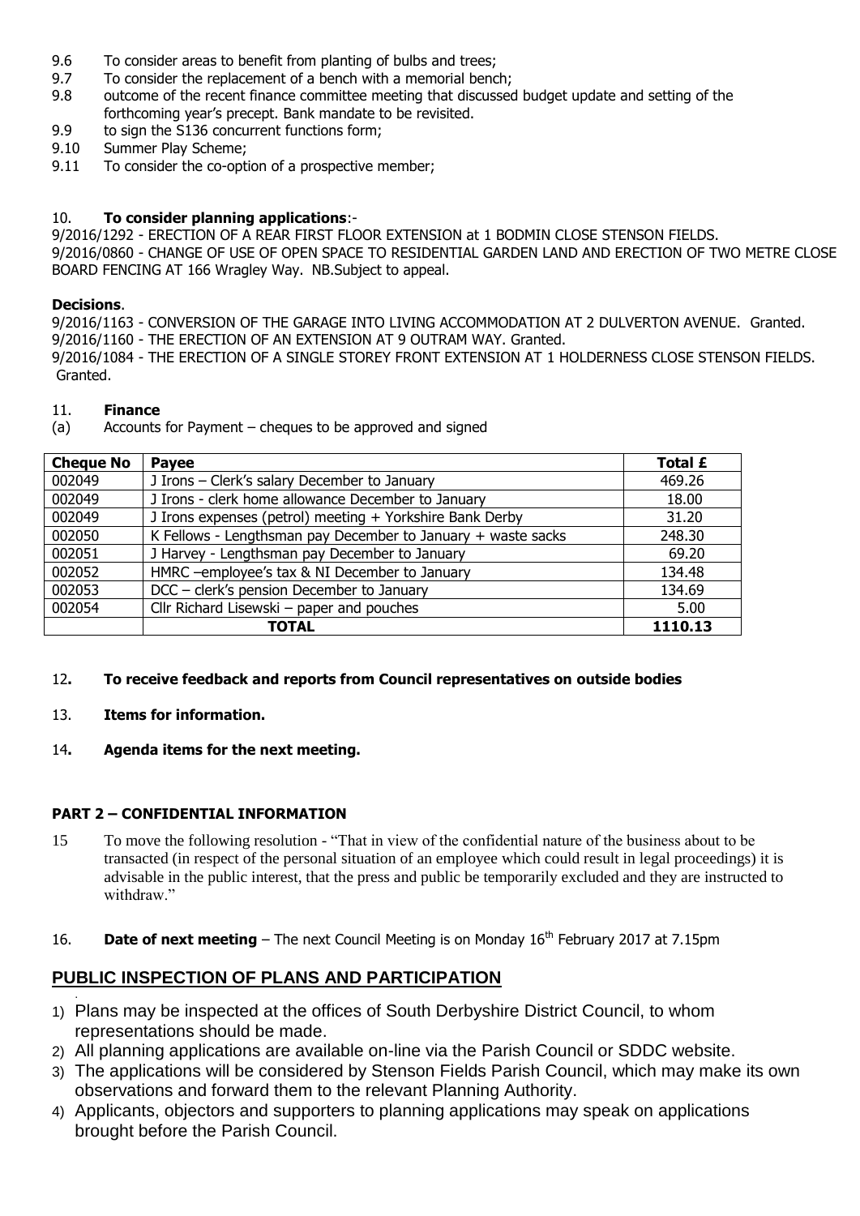9.6 To consider areas to benefit from planting of bulbs and trees;
9.7 To consider the replacement of a bench with a memorial bench;
9.8 outcome of the recent finance committee meeting that discussed budget update and setting of the forthcoming year's precept. Bank mandate to be revisited.
9.9 to sign the S136 concurrent functions form;
9.10 Summer Play Scheme;
9.11 To consider the co-option of a prospective member;

10. **To consider planning applications**:-

9/2016/1292 - ERECTION OF A REAR FIRST FLOOR EXTENSION at 1 BODMIN CLOSE STENSON FIELDS.
9/2016/0860 - CHANGE OF USE OF OPEN SPACE TO RESIDENTIAL GARDEN LAND AND ERECTION OF TWO METRE CLOSE BOARD FENCING AT 166 Wragley Way. NB.Subject to appeal.

**Decisions**.

9/2016/1163 - CONVERSION OF THE GARAGE INTO LIVING ACCOMMODATION AT 2 DULVERTON AVENUE. Granted.
9/2016/1160 - THE ERECTION OF AN EXTENSION AT 9 OUTRAM WAY. Granted.
9/2016/1084 - THE ERECTION OF A SINGLE STOREY FRONT EXTENSION AT 1 HOLDERNESS CLOSE STENSON FIELDS. Granted.

11. **Finance**

(a) Accounts for Payment – cheques to be approved and signed

| Cheque No | Payee | Total £ |
|---|---|---|
| 002049 | J Irons – Clerk's salary December to January | 469.26 |
| 002049 | J Irons - clerk home allowance December to January | 18.00 |
| 002049 | J Irons expenses (petrol) meeting + Yorkshire Bank Derby | 31.20 |
| 002050 | K Fellows - Lengthsman pay December to January + waste sacks | 248.30 |
| 002051 | J Harvey - Lengthsman pay December to January | 69.20 |
| 002052 | HMRC –employee's tax & NI December to January | 134.48 |
| 002053 | DCC – clerk's pension December to January | 134.69 |
| 002054 | Cllr Richard Lisewski – paper and pouches | 5.00 |
| | **TOTAL** | **1110.13** |

12**. To receive feedback and reports from Council representatives on outside bodies**

13. **Items for information.**

14**. Agenda items for the next meeting.**

**PART 2 – CONFIDENTIAL INFORMATION**

15 To move the following resolution - "That in view of the confidential nature of the business about to be transacted (in respect of the personal situation of an employee which could result in legal proceedings) it is advisable in the public interest, that the press and public be temporarily excluded and they are instructed to withdraw."

16. **Date of next meeting** – The next Council Meeting is on Monday 16th February 2017 at 7.15pm

## PUBLIC INSPECTION OF PLANS AND PARTICIPATION

1) Plans may be inspected at the offices of South Derbyshire District Council, to whom representations should be made.
2) All planning applications are available on-line via the Parish Council or SDDC website.
3) The applications will be considered by Stenson Fields Parish Council, which may make its own observations and forward them to the relevant Planning Authority.
4) Applicants, objectors and supporters to planning applications may speak on applications brought before the Parish Council.